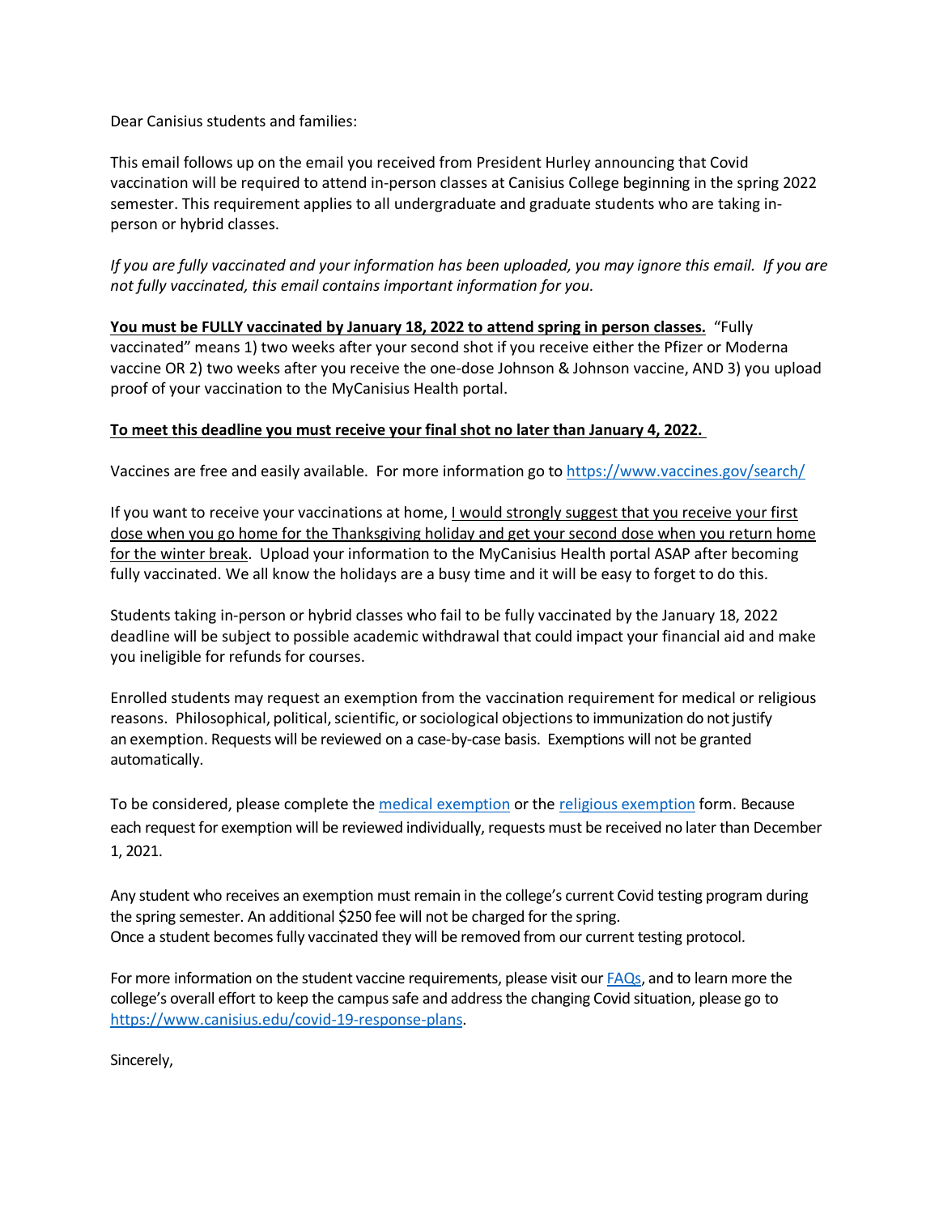Dear Canisius students and families:

This email follows up on the email you received from President Hurley announcing that Covid vaccination will be required to attend in-person classes at Canisius College beginning in the spring 2022 semester. This requirement applies to all undergraduate and graduate students who are taking in-person or hybrid classes.

*If you are fully vaccinated and your information has been uploaded, you may ignore this email. If you are not fully vaccinated, this email contains important information for you.*

<u>**You must be FULLY vaccinated by January 18, 2022 to attend spring in person classes.**</u> "Fully vaccinated" means 1) two weeks after your second shot if you receive either the Pfizer or Moderna vaccine OR 2) two weeks after you receive the one-dose Johnson & Johnson vaccine, AND 3) you upload proof of your vaccination to the MyCanisius Health portal.

<u>**To meet this deadline you must receive your final shot no later than January 4, 2022.**</u>

Vaccines are free and easily available. For more information go to [https://www.vaccines.gov/search/](https://www.vaccines.gov/search/)

If you want to receive your vaccinations at home, <u>I would strongly suggest that you receive your first dose when you go home for the Thanksgiving holiday and get your second dose when you return home for the winter break</u>. Upload your information to the MyCanisius Health portal ASAP after becoming fully vaccinated. We all know the holidays are a busy time and it will be easy to forget to do this.

Students taking in-person or hybrid classes who fail to be fully vaccinated by the January 18, 2022 deadline will be subject to possible academic withdrawal that could impact your financial aid and make you ineligible for refunds for courses.

Enrolled students may request an exemption from the vaccination requirement for medical or religious reasons. Philosophical, political, scientific, or sociological objections to immunization do not justify an exemption. Requests will be reviewed on a case-by-case basis. Exemptions will not be granted automatically.

To be considered, please complete the [medical exemption]() or the [religious exemption]() form. Because each request for exemption will be reviewed individually, requests must be received no later than December 1, 2021.

Any student who receives an exemption must remain in the college's current Covid testing program during the spring semester. An additional $250 fee will not be charged for the spring.
Once a student becomes fully vaccinated they will be removed from our current testing protocol.

For more information on the student vaccine requirements, please visit our [FAQs](), and to learn more the college's overall effort to keep the campus safe and address the changing Covid situation, please go to [https://www.canisius.edu/covid-19-response-plans](https://www.canisius.edu/covid-19-response-plans).

Sincerely,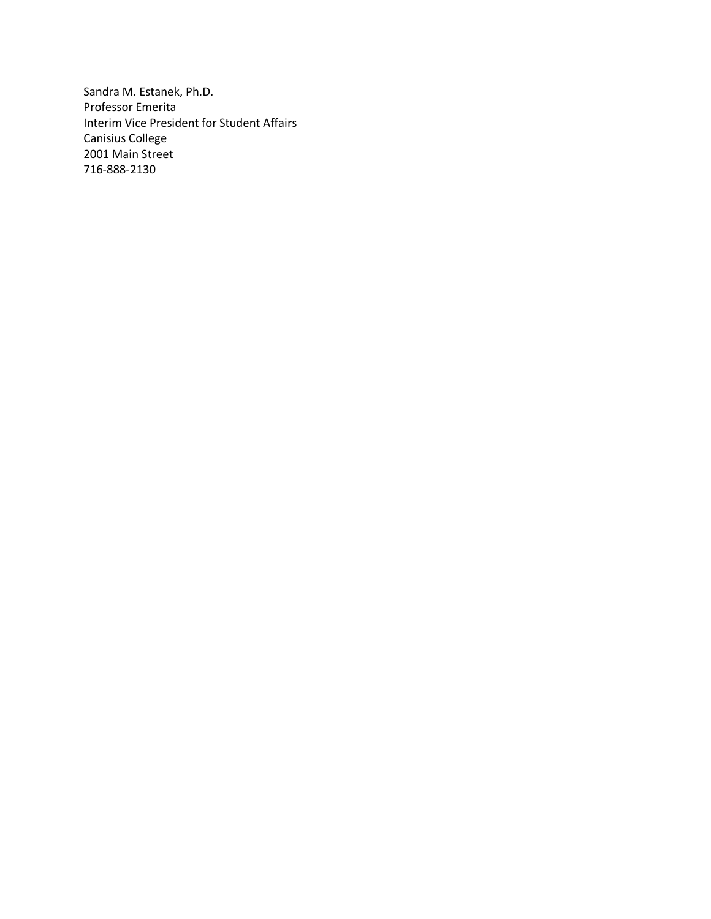Sandra M. Estanek, Ph.D.
Professor Emerita
Interim Vice President for Student Affairs
Canisius College
2001 Main Street
716-888-2130